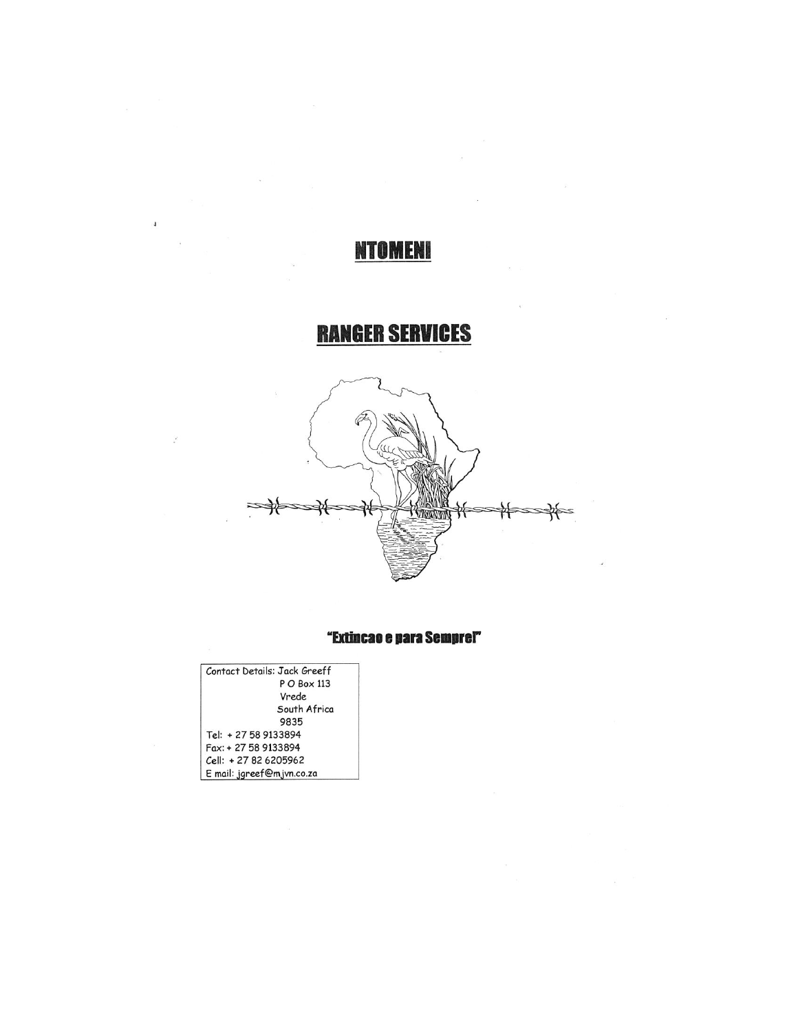# NTOMENI

# RANGER SERVICES

**"Extincao e para Sempre!"**

Contact Details: Jack Greeff
P O Box 113
Vrede
South Africa
9835

Tel: + 27 58 9133894
Fax: + 27 58 9133894
Cell: + 27 82 6205962
E mail: jgreef@mjvn.co.za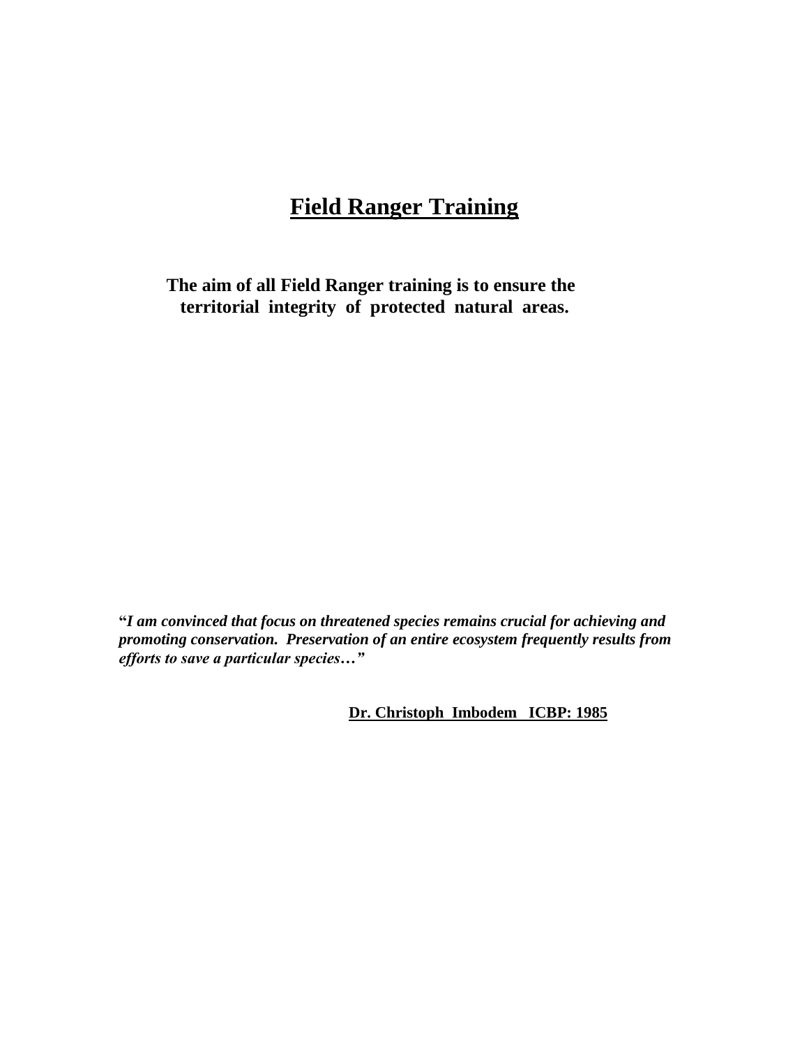# Field Ranger Training

**The aim of all Field Ranger training is to ensure the territorial integrity of protected natural areas.**

**"*I am convinced that focus on threatened species remains crucial for achieving and promoting conservation. Preservation of an entire ecosystem frequently results from efforts to save a particular species…"***

**Dr. Christoph Imbodem ICBP: 1985**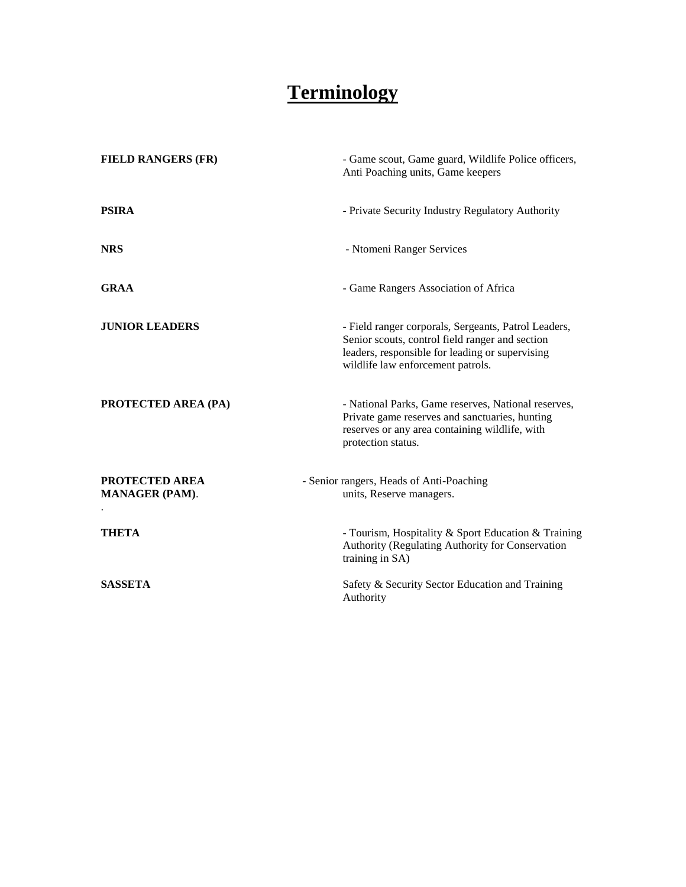# Terminology

| | |
|---|---|
| **FIELD RANGERS (FR)** | - Game scout, Game guard, Wildlife Police officers, Anti Poaching units, Game keepers |
| **PSIRA** | - Private Security Industry Regulatory Authority |
| **NRS** | - Ntomeni Ranger Services |
| **GRAA** | - Game Rangers Association of Africa |
| **JUNIOR LEADERS** | - Field ranger corporals, Sergeants, Patrol Leaders, Senior scouts, control field ranger and section leaders, responsible for leading or supervising wildlife law enforcement patrols. |
| **PROTECTED AREA (PA)** | - National Parks, Game reserves, National reserves, Private game reserves and sanctuaries, hunting reserves or any area containing wildlife, with protection status. |
| **PROTECTED AREA MANAGER (PAM)**. | - Senior rangers, Heads of Anti-Poaching units, Reserve managers. |
| **THETA** | - Tourism, Hospitality & Sport Education & Training Authority (Regulating Authority for Conservation training in SA) |
| **SASSETA** | Safety & Security Sector Education and Training Authority |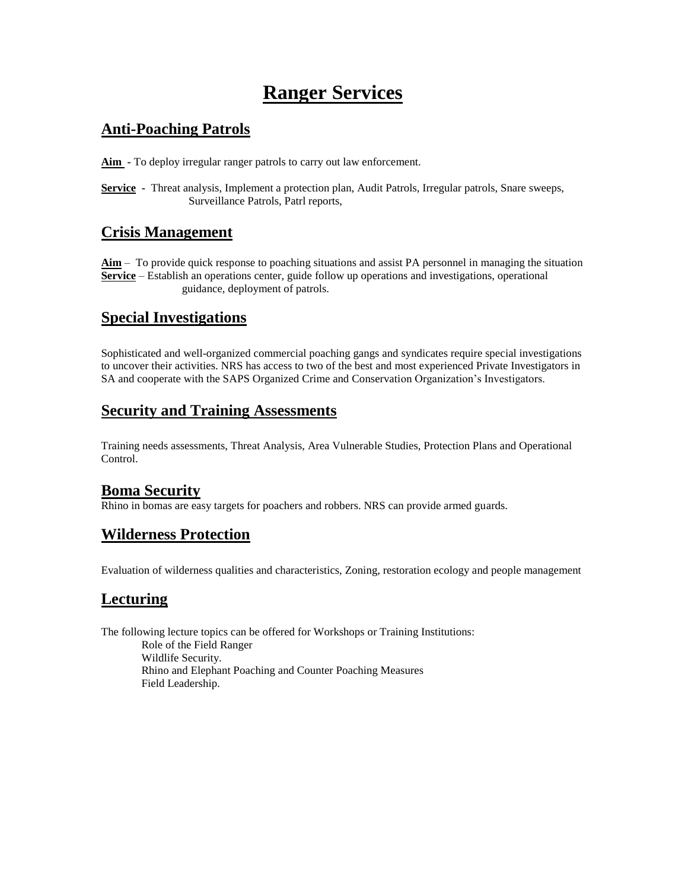# Ranger Services

## Anti-Poaching Patrols

**Aim** - To deploy irregular ranger patrols to carry out law enforcement.

**Service** - Threat analysis, Implement a protection plan, Audit Patrols, Irregular patrols, Snare sweeps, Surveillance Patrols, Patrl reports,

## Crisis Management

**Aim** – To provide quick response to poaching situations and assist PA personnel in managing the situation
**Service** – Establish an operations center, guide follow up operations and investigations, operational guidance, deployment of patrols.

## Special Investigations

Sophisticated and well-organized commercial poaching gangs and syndicates require special investigations to uncover their activities. NRS has access to two of the best and most experienced Private Investigators in SA and cooperate with the SAPS Organized Crime and Conservation Organization's Investigators.

## Security and Training Assessments

Training needs assessments, Threat Analysis, Area Vulnerable Studies, Protection Plans and Operational Control.

## Boma Security

Rhino in bomas are easy targets for poachers and robbers. NRS can provide armed guards.

## Wilderness Protection

Evaluation of wilderness qualities and characteristics, Zoning, restoration ecology and people management

## Lecturing

The following lecture topics can be offered for Workshops or Training Institutions:

- Role of the Field Ranger
- Wildlife Security.
- Rhino and Elephant Poaching and Counter Poaching Measures
- Field Leadership.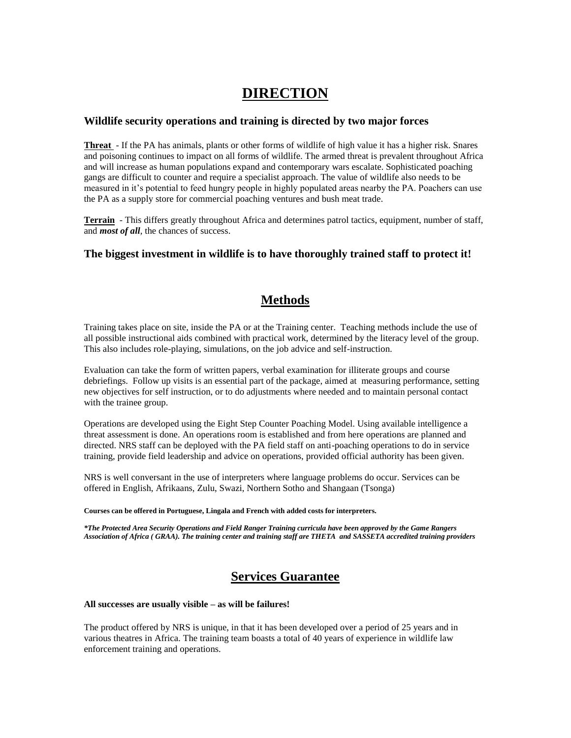# DIRECTION

### Wildlife security operations and training is directed by two major forces

**Threat** - If the PA has animals, plants or other forms of wildlife of high value it has a higher risk. Snares and poisoning continues to impact on all forms of wildlife. The armed threat is prevalent throughout Africa and will increase as human populations expand and contemporary wars escalate. Sophisticated poaching gangs are difficult to counter and require a specialist approach. The value of wildlife also needs to be measured in it's potential to feed hungry people in highly populated areas nearby the PA. Poachers can use the PA as a supply store for commercial poaching ventures and bush meat trade.

**Terrain** - This differs greatly throughout Africa and determines patrol tactics, equipment, number of staff, and ***most of all***, the chances of success.

### The biggest investment in wildlife is to have thoroughly trained staff to protect it!

# Methods

Training takes place on site, inside the PA or at the Training center. Teaching methods include the use of all possible instructional aids combined with practical work, determined by the literacy level of the group. This also includes role-playing, simulations, on the job advice and self-instruction.

Evaluation can take the form of written papers, verbal examination for illiterate groups and course debriefings. Follow up visits is an essential part of the package, aimed at measuring performance, setting new objectives for self instruction, or to do adjustments where needed and to maintain personal contact with the trainee group.

Operations are developed using the Eight Step Counter Poaching Model. Using available intelligence a threat assessment is done. An operations room is established and from here operations are planned and directed. NRS staff can be deployed with the PA field staff on anti-poaching operations to do in service training, provide field leadership and advice on operations, provided official authority has been given.

NRS is well conversant in the use of interpreters where language problems do occur. Services can be offered in English, Afrikaans, Zulu, Swazi, Northern Sotho and Shangaan (Tsonga)

**Courses can be offered in Portuguese, Lingala and French with added costs for interpreters.**

***\*The Protected Area Security Operations and Field Ranger Training curricula have been approved by the Game Rangers Association of Africa ( GRAA). The training center and training staff are THETA and SASSETA accredited training providers***

# Services Guarantee

**All successes are usually visible – as will be failures!**

The product offered by NRS is unique, in that it has been developed over a period of 25 years and in various theatres in Africa. The training team boasts a total of 40 years of experience in wildlife law enforcement training and operations.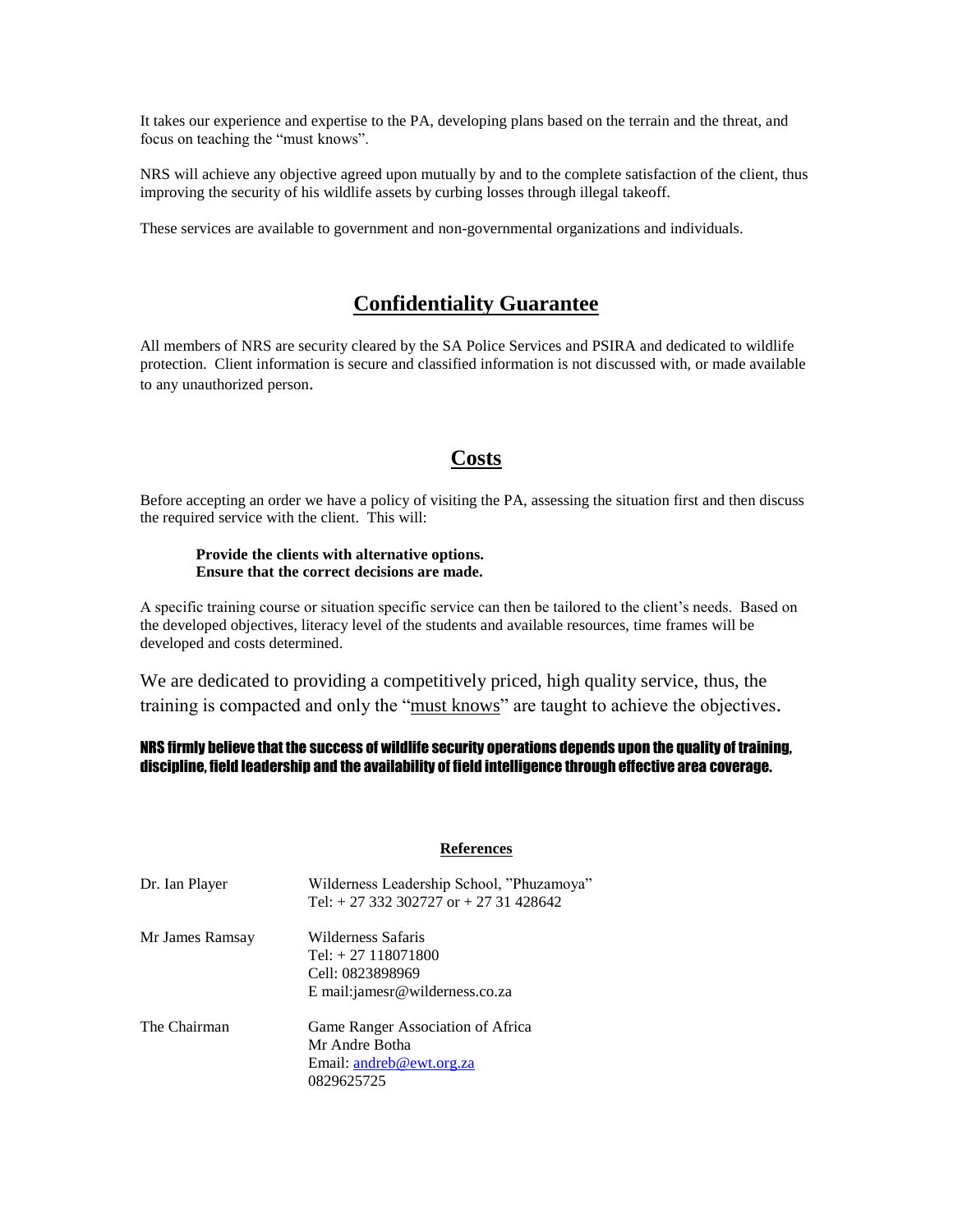It takes our experience and expertise to the PA, developing plans based on the terrain and the threat, and focus on teaching the "must knows".

NRS will achieve any objective agreed upon mutually by and to the complete satisfaction of the client, thus improving the security of his wildlife assets by curbing losses through illegal takeoff.

These services are available to government and non-governmental organizations and individuals.

## Confidentiality Guarantee

All members of NRS are security cleared by the SA Police Services and PSIRA and dedicated to wildlife protection. Client information is secure and classified information is not discussed with, or made available to any unauthorized person.

## Costs

Before accepting an order we have a policy of visiting the PA, assessing the situation first and then discuss the required service with the client. This will:

> **Provide the clients with alternative options.**
> **Ensure that the correct decisions are made.**

A specific training course or situation specific service can then be tailored to the client's needs. Based on the developed objectives, literacy level of the students and available resources, time frames will be developed and costs determined.

We are dedicated to providing a competitively priced, high quality service, thus, the training is compacted and only the "must knows" are taught to achieve the objectives.

**NRS firmly believe that the success of wildlife security operations depends upon the quality of training, discipline, field leadership and the availability of field intelligence through effective area coverage.**

### References

| | |
|---|---|
| Dr. Ian Player | Wilderness Leadership School, "Phuzamoya"<br>Tel: + 27 332 302727 or + 27 31 428642 |
| Mr James Ramsay | Wilderness Safaris<br>Tel: + 27 118071800<br>Cell: 0823898969<br>E mail:jamesr@wilderness.co.za |
| The Chairman | Game Ranger Association of Africa<br>Mr Andre Botha<br>Email: andreb@ewt.org.za<br>0829625725 |